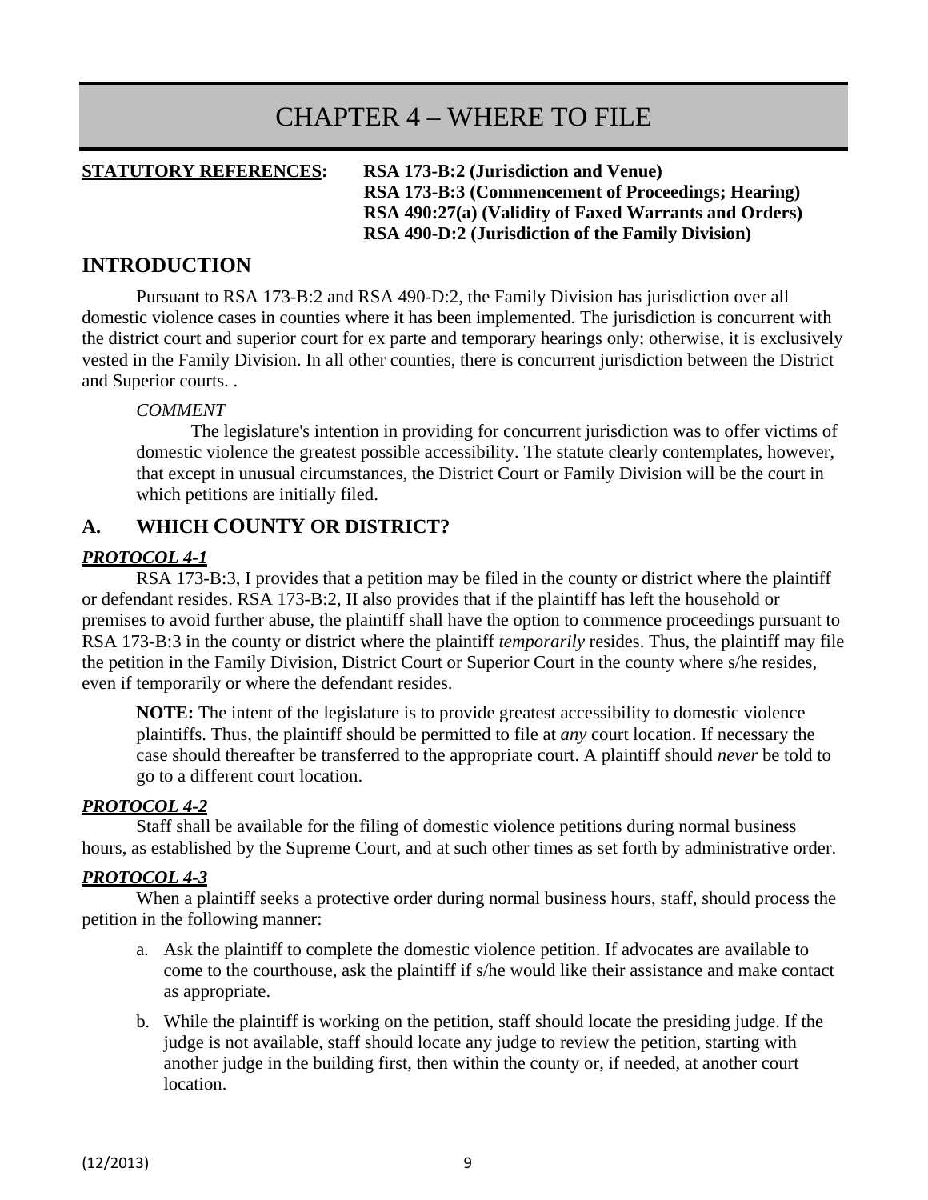# CHAPTER 4 – WHERE TO FILE

**STATUTORY REFERENCES:** **RSA 173-B:2 (Jurisdiction and Venue)**
**RSA 173-B:3 (Commencement of Proceedings; Hearing)**
**RSA 490:27(a) (Validity of Faxed Warrants and Orders)**
**RSA 490-D:2 (Jurisdiction of the Family Division)**

## INTRODUCTION

Pursuant to RSA 173-B:2 and RSA 490-D:2, the Family Division has jurisdiction over all domestic violence cases in counties where it has been implemented. The jurisdiction is concurrent with the district court and superior court for ex parte and temporary hearings only; otherwise, it is exclusively vested in the Family Division. In all other counties, there is concurrent jurisdiction between the District and Superior courts. .

> *COMMENT*
>
> The legislature's intention in providing for concurrent jurisdiction was to offer victims of domestic violence the greatest possible accessibility. The statute clearly contemplates, however, that except in unusual circumstances, the District Court or Family Division will be the court in which petitions are initially filed.

## A. WHICH COUNTY OR DISTRICT?

### ***PROTOCOL 4-1***

RSA 173-B:3, I provides that a petition may be filed in the county or district where the plaintiff or defendant resides. RSA 173-B:2, II also provides that if the plaintiff has left the household or premises to avoid further abuse, the plaintiff shall have the option to commence proceedings pursuant to RSA 173-B:3 in the county or district where the plaintiff *temporarily* resides. Thus, the plaintiff may file the petition in the Family Division, District Court or Superior Court in the county where s/he resides, even if temporarily or where the defendant resides.

> **NOTE:** The intent of the legislature is to provide greatest accessibility to domestic violence plaintiffs. Thus, the plaintiff should be permitted to file at *any* court location. If necessary the case should thereafter be transferred to the appropriate court. A plaintiff should *never* be told to go to a different court location.

### ***PROTOCOL 4-2***

Staff shall be available for the filing of domestic violence petitions during normal business hours, as established by the Supreme Court, and at such other times as set forth by administrative order.

### ***PROTOCOL 4-3***

When a plaintiff seeks a protective order during normal business hours, staff, should process the petition in the following manner:

a. Ask the plaintiff to complete the domestic violence petition. If advocates are available to come to the courthouse, ask the plaintiff if s/he would like their assistance and make contact as appropriate.

b. While the plaintiff is working on the petition, staff should locate the presiding judge. If the judge is not available, staff should locate any judge to review the petition, starting with another judge in the building first, then within the county or, if needed, at another court location.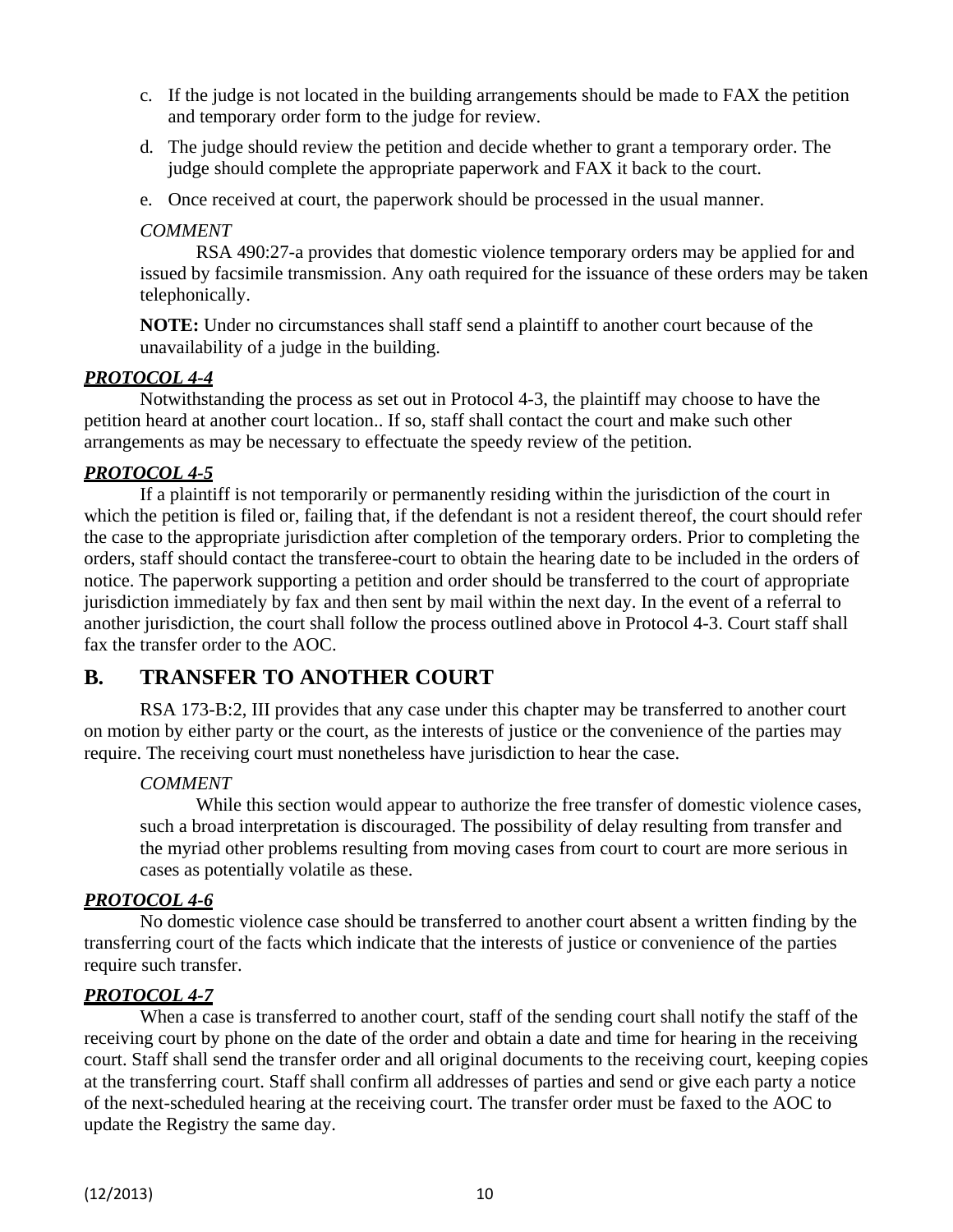c. If the judge is not located in the building arrangements should be made to FAX the petition and temporary order form to the judge for review.

d. The judge should review the petition and decide whether to grant a temporary order. The judge should complete the appropriate paperwork and FAX it back to the court.

e. Once received at court, the paperwork should be processed in the usual manner.

*COMMENT*

RSA 490:27-a provides that domestic violence temporary orders may be applied for and issued by facsimile transmission. Any oath required for the issuance of these orders may be taken telephonically.

**NOTE:** Under no circumstances shall staff send a plaintiff to another court because of the unavailability of a judge in the building.

***PROTOCOL 4-4***

Notwithstanding the process as set out in Protocol 4-3, the plaintiff may choose to have the petition heard at another court location.. If so, staff shall contact the court and make such other arrangements as may be necessary to effectuate the speedy review of the petition.

***PROTOCOL 4-5***

If a plaintiff is not temporarily or permanently residing within the jurisdiction of the court in which the petition is filed or, failing that, if the defendant is not a resident thereof, the court should refer the case to the appropriate jurisdiction after completion of the temporary orders. Prior to completing the orders, staff should contact the transferee-court to obtain the hearing date to be included in the orders of notice. The paperwork supporting a petition and order should be transferred to the court of appropriate jurisdiction immediately by fax and then sent by mail within the next day. In the event of a referral to another jurisdiction, the court shall follow the process outlined above in Protocol 4-3. Court staff shall fax the transfer order to the AOC.

## B. TRANSFER TO ANOTHER COURT

RSA 173-B:2, III provides that any case under this chapter may be transferred to another court on motion by either party or the court, as the interests of justice or the convenience of the parties may require. The receiving court must nonetheless have jurisdiction to hear the case.

*COMMENT*

While this section would appear to authorize the free transfer of domestic violence cases, such a broad interpretation is discouraged. The possibility of delay resulting from transfer and the myriad other problems resulting from moving cases from court to court are more serious in cases as potentially volatile as these.

***PROTOCOL 4-6***

No domestic violence case should be transferred to another court absent a written finding by the transferring court of the facts which indicate that the interests of justice or convenience of the parties require such transfer.

***PROTOCOL 4-7***

When a case is transferred to another court, staff of the sending court shall notify the staff of the receiving court by phone on the date of the order and obtain a date and time for hearing in the receiving court. Staff shall send the transfer order and all original documents to the receiving court, keeping copies at the transferring court. Staff shall confirm all addresses of parties and send or give each party a notice of the next-scheduled hearing at the receiving court. The transfer order must be faxed to the AOC to update the Registry the same day.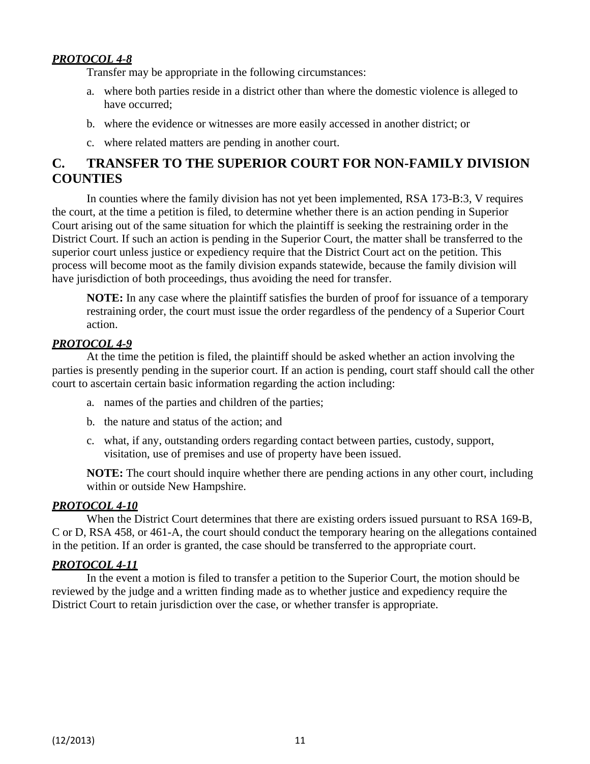***PROTOCOL 4-8***

Transfer may be appropriate in the following circumstances:

a. where both parties reside in a district other than where the domestic violence is alleged to have occurred;

b. where the evidence or witnesses are more easily accessed in another district; or

c. where related matters are pending in another court.

## C. TRANSFER TO THE SUPERIOR COURT FOR NON-FAMILY DIVISION COUNTIES

In counties where the family division has not yet been implemented, RSA 173-B:3, V requires the court, at the time a petition is filed, to determine whether there is an action pending in Superior Court arising out of the same situation for which the plaintiff is seeking the restraining order in the District Court. If such an action is pending in the Superior Court, the matter shall be transferred to the superior court unless justice or expediency require that the District Court act on the petition. This process will become moot as the family division expands statewide, because the family division will have jurisdiction of both proceedings, thus avoiding the need for transfer.

**NOTE:** In any case where the plaintiff satisfies the burden of proof for issuance of a temporary restraining order, the court must issue the order regardless of the pendency of a Superior Court action.

***PROTOCOL 4-9***

At the time the petition is filed, the plaintiff should be asked whether an action involving the parties is presently pending in the superior court. If an action is pending, court staff should call the other court to ascertain certain basic information regarding the action including:

a. names of the parties and children of the parties;

b. the nature and status of the action; and

c. what, if any, outstanding orders regarding contact between parties, custody, support, visitation, use of premises and use of property have been issued.

**NOTE:** The court should inquire whether there are pending actions in any other court, including within or outside New Hampshire.

***PROTOCOL 4-10***

When the District Court determines that there are existing orders issued pursuant to RSA 169-B, C or D, RSA 458, or 461-A, the court should conduct the temporary hearing on the allegations contained in the petition. If an order is granted, the case should be transferred to the appropriate court.

***PROTOCOL 4-11***

In the event a motion is filed to transfer a petition to the Superior Court, the motion should be reviewed by the judge and a written finding made as to whether justice and expediency require the District Court to retain jurisdiction over the case, or whether transfer is appropriate.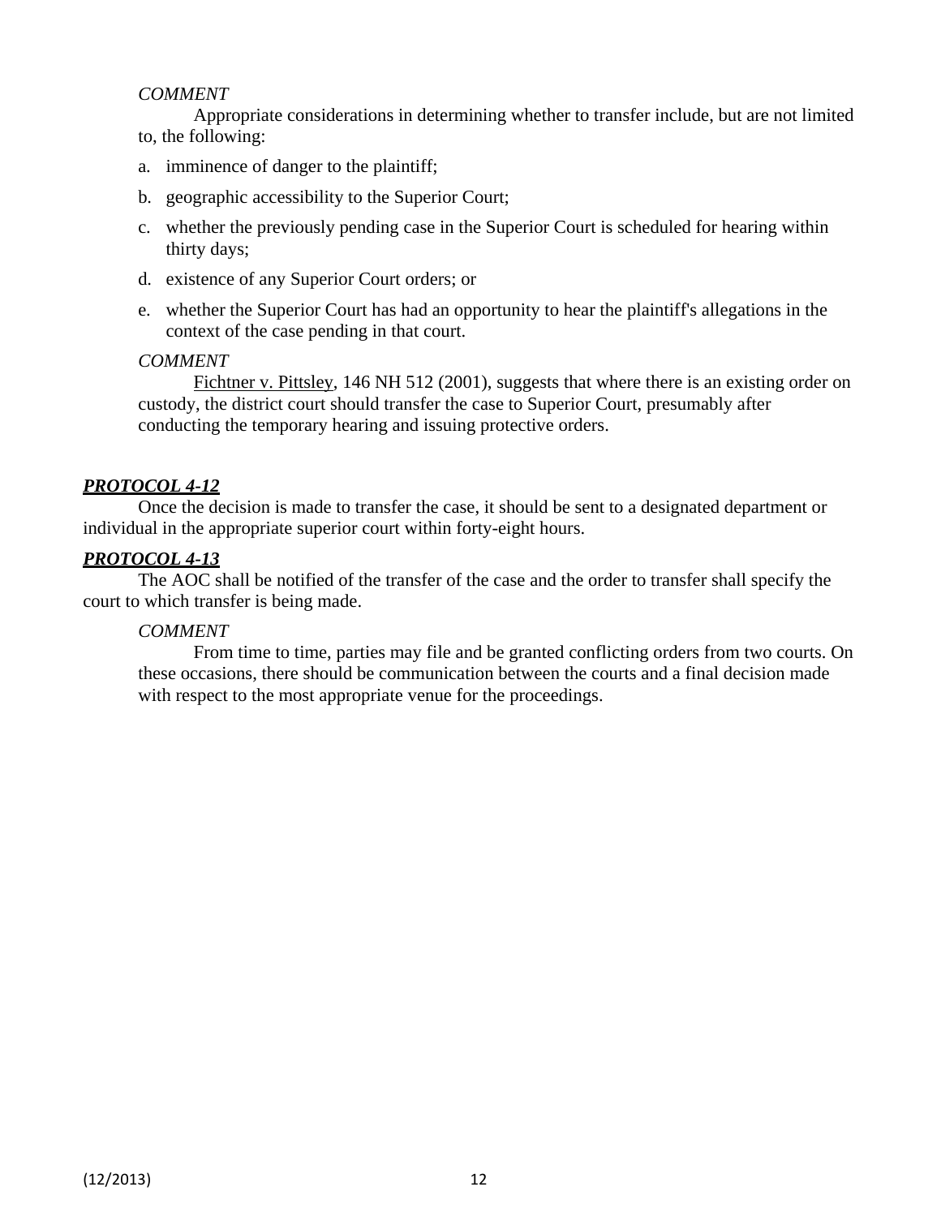*COMMENT*

Appropriate considerations in determining whether to transfer include, but are not limited to, the following:

a. imminence of danger to the plaintiff;

b. geographic accessibility to the Superior Court;

c. whether the previously pending case in the Superior Court is scheduled for hearing within thirty days;

d. existence of any Superior Court orders; or

e. whether the Superior Court has had an opportunity to hear the plaintiff's allegations in the context of the case pending in that court.

*COMMENT*

Fichtner v. Pittsley, 146 NH 512 (2001), suggests that where there is an existing order on custody, the district court should transfer the case to Superior Court, presumably after conducting the temporary hearing and issuing protective orders.

***PROTOCOL 4-12***

Once the decision is made to transfer the case, it should be sent to a designated department or individual in the appropriate superior court within forty-eight hours.

***PROTOCOL 4-13***

The AOC shall be notified of the transfer of the case and the order to transfer shall specify the court to which transfer is being made.

*COMMENT*

From time to time, parties may file and be granted conflicting orders from two courts. On these occasions, there should be communication between the courts and a final decision made with respect to the most appropriate venue for the proceedings.